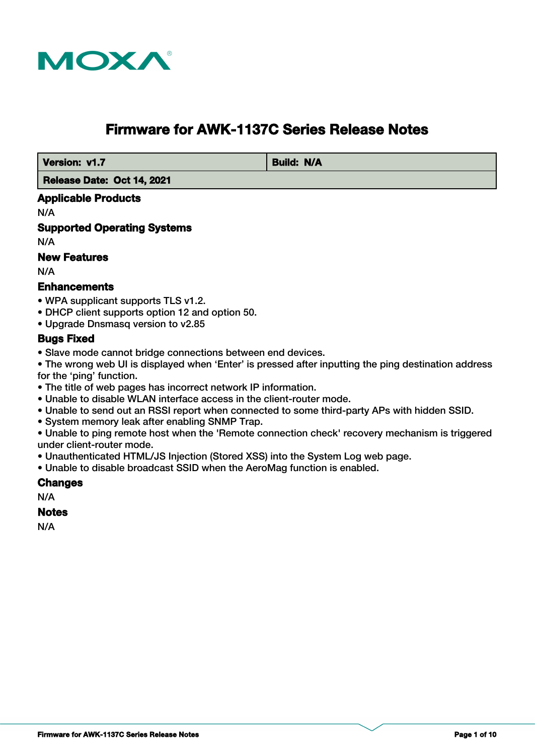# Firmware for AWK-1137C Series Release Notes

| Version: v1.7 | Build: N/A |
| --- | --- |
| Release Date: Oct 14, 2021 | |

## Applicable Products

N/A

## Supported Operating Systems

N/A

## New Features

N/A

## Enhancements

- WPA supplicant supports TLS v1.2.
- DHCP client supports option 12 and option 50.
- Upgrade Dnsmasq version to v2.85

## Bugs Fixed

- Slave mode cannot bridge connections between end devices.
- The wrong web UI is displayed when ‘Enter’ is pressed after inputting the ping destination address for the ‘ping’ function.
- The title of web pages has incorrect network IP information.
- Unable to disable WLAN interface access in the client-router mode.
- Unable to send out an RSSI report when connected to some third-party APs with hidden SSID.
- System memory leak after enabling SNMP Trap.
- Unable to ping remote host when the 'Remote connection check' recovery mechanism is triggered under client-router mode.
- Unauthenticated HTML/JS Injection (Stored XSS) into the System Log web page.
- Unable to disable broadcast SSID when the AeroMag function is enabled.

## Changes

N/A

## Notes

N/A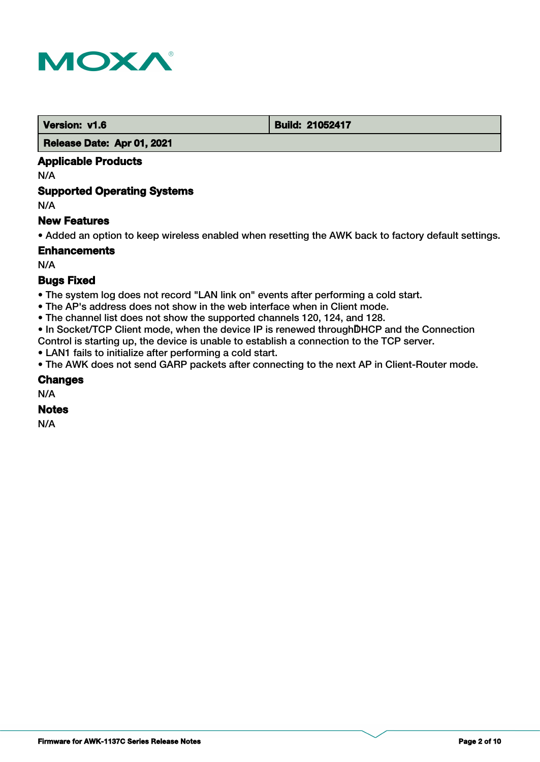| Version: v1.6 | Build: 21052417 |
| --- | --- |
| Release Date: Apr 01, 2021 | |

## Applicable Products

N/A

## Supported Operating Systems

N/A

## New Features

- Added an option to keep wireless enabled when resetting the AWK back to factory default settings.

## Enhancements

N/A

## Bugs Fixed

- The system log does not record "LAN link on" events after performing a cold start.
- The AP's address does not show in the web interface when in Client mode.
- The channel list does not show the supported channels 120, 124, and 128.
- In Socket/TCP Client mode, when the device IP is renewed through DHCP and the Connection Control is starting up, the device is unable to establish a connection to the TCP server.
- LAN1 fails to initialize after performing a cold start.
- The AWK does not send GARP packets after connecting to the next AP in Client-Router mode.

## Changes

N/A

## Notes

N/A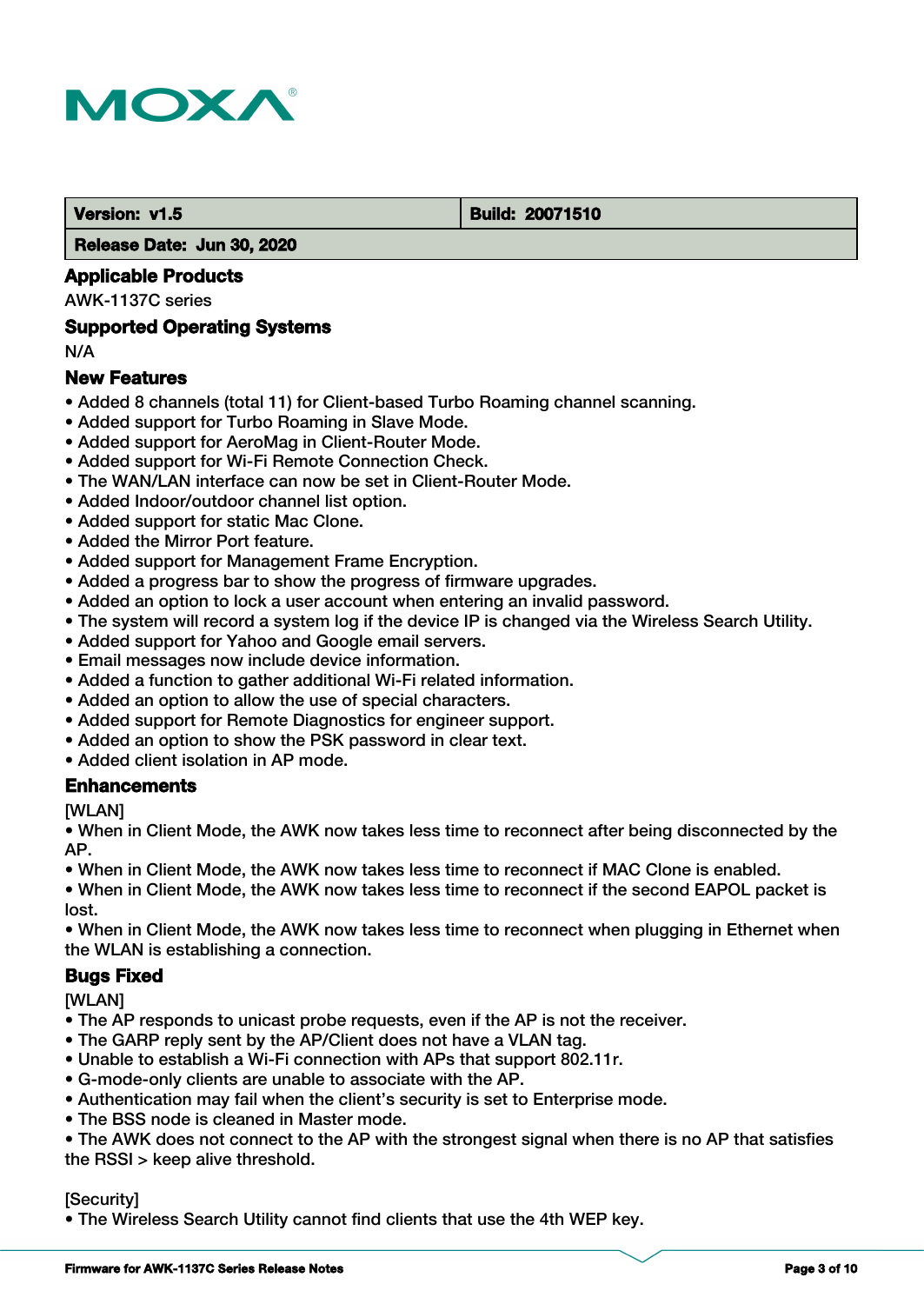| Version: v1.5 | Build: 20071510 |
| --- | --- |
| Release Date: Jun 30, 2020 | |

## Applicable Products

AWK-1137C series

## Supported Operating Systems

N/A

## New Features

- Added 8 channels (total 11) for Client-based Turbo Roaming channel scanning.
- Added support for Turbo Roaming in Slave Mode.
- Added support for AeroMag in Client-Router Mode.
- Added support for Wi-Fi Remote Connection Check.
- The WAN/LAN interface can now be set in Client-Router Mode.
- Added Indoor/outdoor channel list option.
- Added support for static Mac Clone.
- Added the Mirror Port feature.
- Added support for Management Frame Encryption.
- Added a progress bar to show the progress of firmware upgrades.
- Added an option to lock a user account when entering an invalid password.
- The system will record a system log if the device IP is changed via the Wireless Search Utility.
- Added support for Yahoo and Google email servers.
- Email messages now include device information.
- Added a function to gather additional Wi-Fi related information.
- Added an option to allow the use of special characters.
- Added support for Remote Diagnostics for engineer support.
- Added an option to show the PSK password in clear text.
- Added client isolation in AP mode.

## Enhancements

[WLAN]

- When in Client Mode, the AWK now takes less time to reconnect after being disconnected by the AP.
- When in Client Mode, the AWK now takes less time to reconnect if MAC Clone is enabled.
- When in Client Mode, the AWK now takes less time to reconnect if the second EAPOL packet is lost.
- When in Client Mode, the AWK now takes less time to reconnect when plugging in Ethernet when the WLAN is establishing a connection.

## Bugs Fixed

[WLAN]

- The AP responds to unicast probe requests, even if the AP is not the receiver.
- The GARP reply sent by the AP/Client does not have a VLAN tag.
- Unable to establish a Wi-Fi connection with APs that support 802.11r.
- G-mode-only clients are unable to associate with the AP.
- Authentication may fail when the client's security is set to Enterprise mode.
- The BSS node is cleaned in Master mode.
- The AWK does not connect to the AP with the strongest signal when there is no AP that satisfies the RSSI > keep alive threshold.

[Security]

- The Wireless Search Utility cannot find clients that use the 4th WEP key.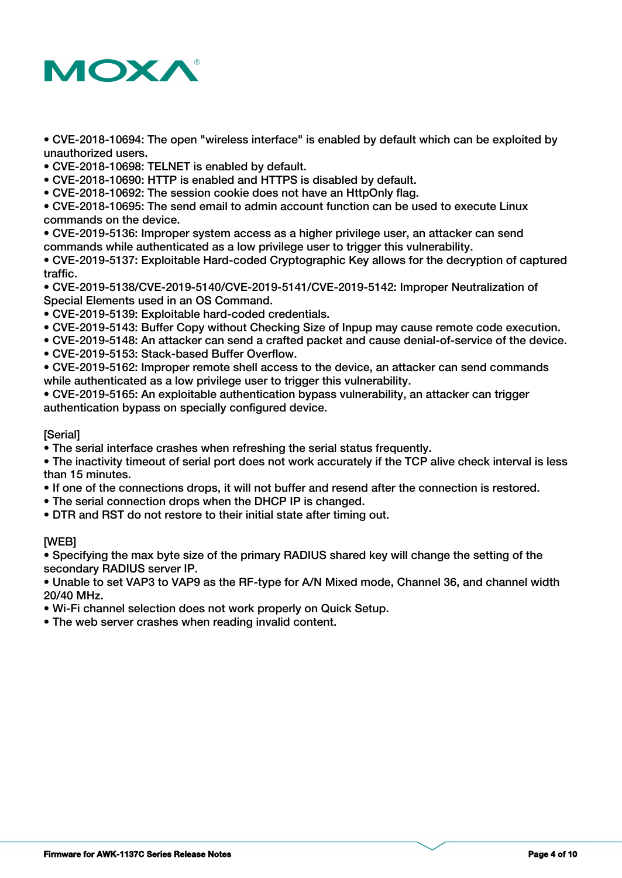- CVE-2018-10694: The open "wireless interface" is enabled by default which can be exploited by unauthorized users.
- CVE-2018-10698: TELNET is enabled by default.
- CVE-2018-10690: HTTP is enabled and HTTPS is disabled by default.
- CVE-2018-10692: The session cookie does not have an HttpOnly flag.
- CVE-2018-10695: The send email to admin account function can be used to execute Linux commands on the device.
- CVE-2019-5136: Improper system access as a higher privilege user, an attacker can send commands while authenticated as a low privilege user to trigger this vulnerability.
- CVE-2019-5137: Exploitable Hard-coded Cryptographic Key allows for the decryption of captured traffic.
- CVE-2019-5138/CVE-2019-5140/CVE-2019-5141/CVE-2019-5142: Improper Neutralization of Special Elements used in an OS Command.
- CVE-2019-5139: Exploitable hard-coded credentials.
- CVE-2019-5143: Buffer Copy without Checking Size of Inpup may cause remote code execution.
- CVE-2019-5148: An attacker can send a crafted packet and cause denial-of-service of the device.
- CVE-2019-5153: Stack-based Buffer Overflow.
- CVE-2019-5162: Improper remote shell access to the device, an attacker can send commands while authenticated as a low privilege user to trigger this vulnerability.
- CVE-2019-5165: An exploitable authentication bypass vulnerability, an attacker can trigger authentication bypass on specially configured device.

[Serial]

- The serial interface crashes when refreshing the serial status frequently.
- The inactivity timeout of serial port does not work accurately if the TCP alive check interval is less than 15 minutes.
- If one of the connections drops, it will not buffer and resend after the connection is restored.
- The serial connection drops when the DHCP IP is changed.
- DTR and RST do not restore to their initial state after timing out.

[WEB]

- Specifying the max byte size of the primary RADIUS shared key will change the setting of the secondary RADIUS server IP.
- Unable to set VAP3 to VAP9 as the RF-type for A/N Mixed mode, Channel 36, and channel width 20/40 MHz.
- Wi-Fi channel selection does not work properly on Quick Setup.
- The web server crashes when reading invalid content.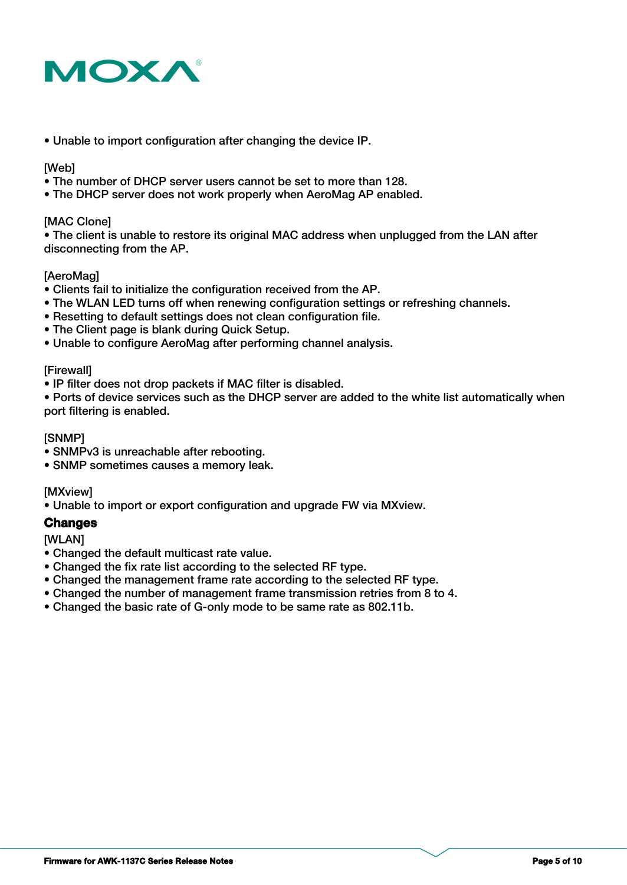- Unable to import configuration after changing the device IP.

[Web]
- The number of DHCP server users cannot be set to more than 128.
- The DHCP server does not work properly when AeroMag AP enabled.

[MAC Clone]
- The client is unable to restore its original MAC address when unplugged from the LAN after disconnecting from the AP.

[AeroMag]
- Clients fail to initialize the configuration received from the AP.
- The WLAN LED turns off when renewing configuration settings or refreshing channels.
- Resetting to default settings does not clean configuration file.
- The Client page is blank during Quick Setup.
- Unable to configure AeroMag after performing channel analysis.

[Firewall]
- IP filter does not drop packets if MAC filter is disabled.
- Ports of device services such as the DHCP server are added to the white list automatically when port filtering is enabled.

[SNMP]
- SNMPv3 is unreachable after rebooting.
- SNMP sometimes causes a memory leak.

[MXview]
- Unable to import or export configuration and upgrade FW via MXview.

## Changes

[WLAN]
- Changed the default multicast rate value.
- Changed the fix rate list according to the selected RF type.
- Changed the management frame rate according to the selected RF type.
- Changed the number of management frame transmission retries from 8 to 4.
- Changed the basic rate of G-only mode to be same rate as 802.11b.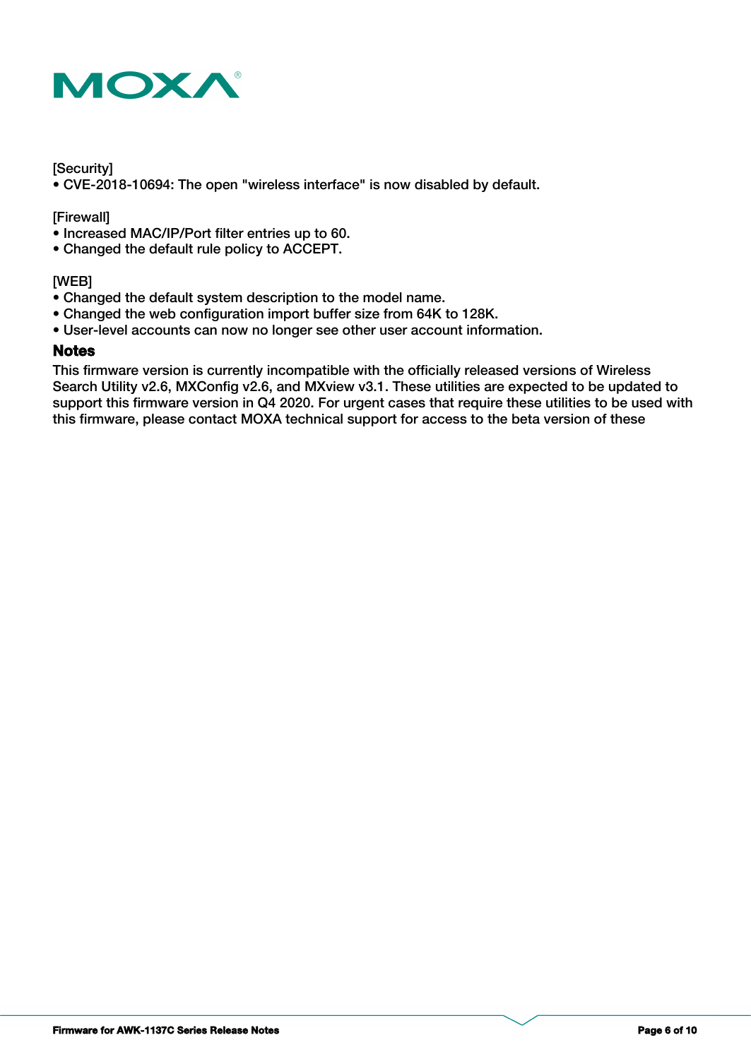[Security]

- CVE-2018-10694: The open "wireless interface" is now disabled by default.

[Firewall]

- Increased MAC/IP/Port filter entries up to 60.
- Changed the default rule policy to ACCEPT.

[WEB]

- Changed the default system description to the model name.
- Changed the web configuration import buffer size from 64K to 128K.
- User-level accounts can now no longer see other user account information.

**Notes**

This firmware version is currently incompatible with the officially released versions of Wireless Search Utility v2.6, MXConfig v2.6, and MXview v3.1. These utilities are expected to be updated to support this firmware version in Q4 2020. For urgent cases that require these utilities to be used with this firmware, please contact MOXA technical support for access to the beta version of these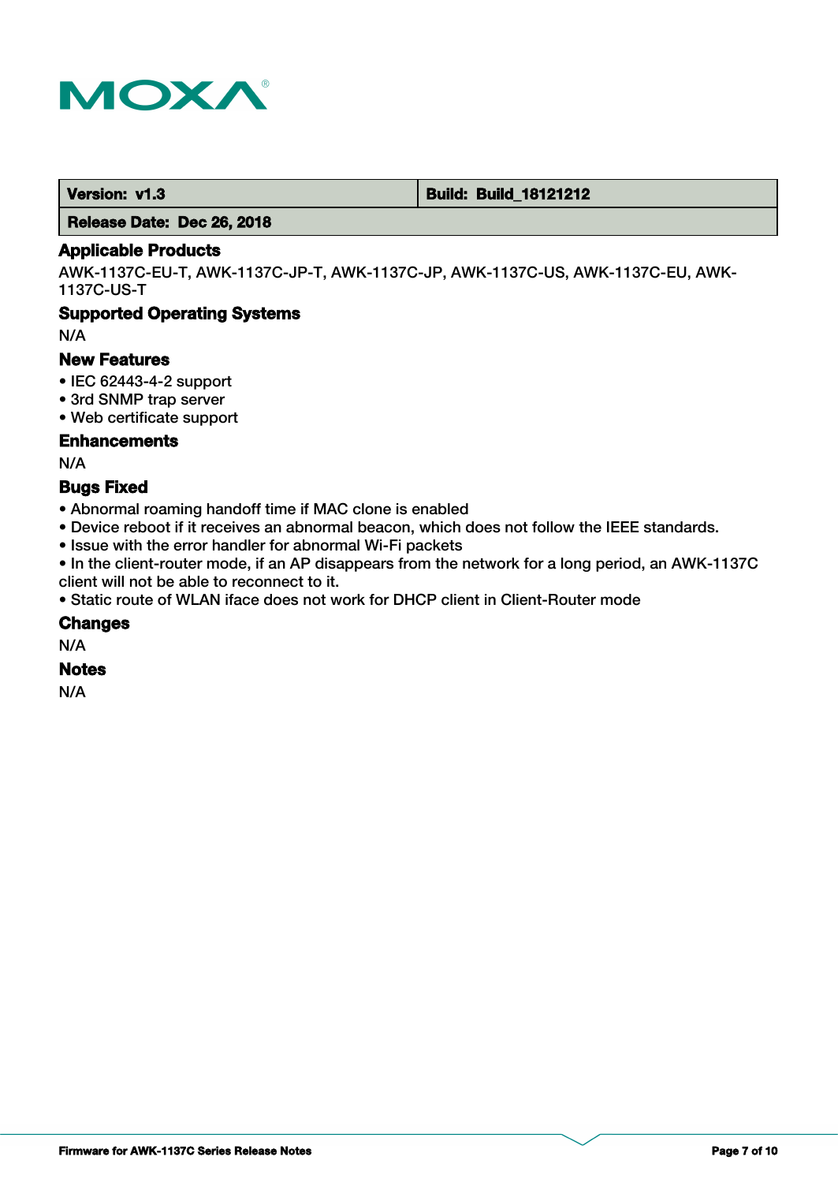| Version: v1.3 | Build: Build_18121212 |
| --- | --- |
| Release Date: Dec 26, 2018 | |

## Applicable Products

AWK-1137C-EU-T, AWK-1137C-JP-T, AWK-1137C-JP, AWK-1137C-US, AWK-1137C-EU, AWK-1137C-US-T

## Supported Operating Systems

N/A

## New Features

- IEC 62443-4-2 support
- 3rd SNMP trap server
- Web certificate support

## Enhancements

N/A

## Bugs Fixed

- Abnormal roaming handoff time if MAC clone is enabled
- Device reboot if it receives an abnormal beacon, which does not follow the IEEE standards.
- Issue with the error handler for abnormal Wi-Fi packets
- In the client-router mode, if an AP disappears from the network for a long period, an AWK-1137C client will not be able to reconnect to it.
- Static route of WLAN iface does not work for DHCP client in Client-Router mode

## Changes

N/A

## Notes

N/A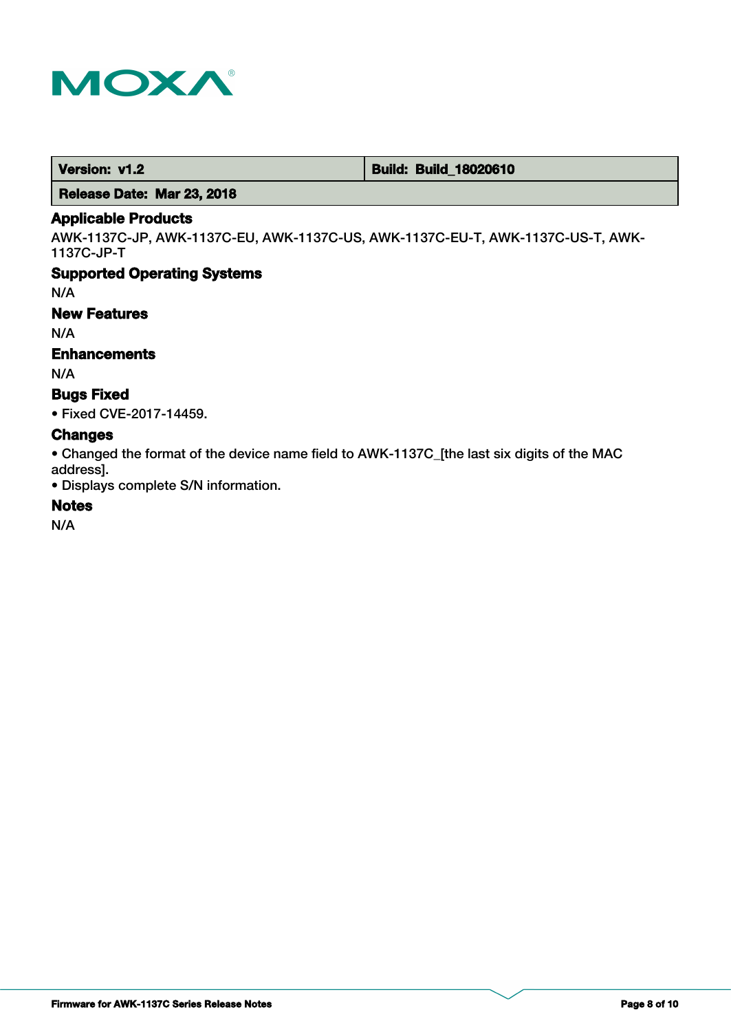| Version: v1.2 | Build: Build_18020610 |
| --- | --- |
| Release Date: Mar 23, 2018 | |

### Applicable Products

AWK-1137C-JP, AWK-1137C-EU, AWK-1137C-US, AWK-1137C-EU-T, AWK-1137C-US-T, AWK-1137C-JP-T

### Supported Operating Systems

N/A

### New Features

N/A

### Enhancements

N/A

### Bugs Fixed

- Fixed CVE-2017-14459.

### Changes

- Changed the format of the device name field to AWK-1137C_[the last six digits of the MAC address].
- Displays complete S/N information.

### Notes

N/A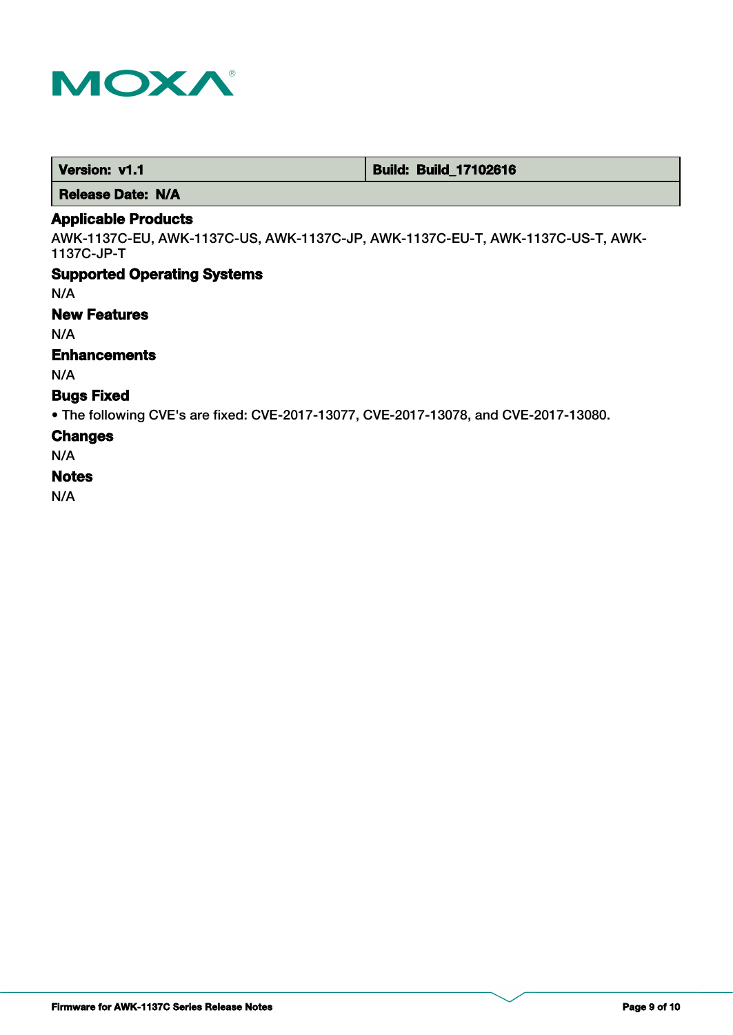| Version: v1.1 | Build: Build_17102616 |
| --- | --- |
| Release Date: N/A | |

### Applicable Products

AWK-1137C-EU, AWK-1137C-US, AWK-1137C-JP, AWK-1137C-EU-T, AWK-1137C-US-T, AWK-1137C-JP-T

### Supported Operating Systems

N/A

### New Features

N/A

### Enhancements

N/A

### Bugs Fixed

- The following CVE's are fixed: CVE-2017-13077, CVE-2017-13078, and CVE-2017-13080.

### Changes

N/A

### Notes

N/A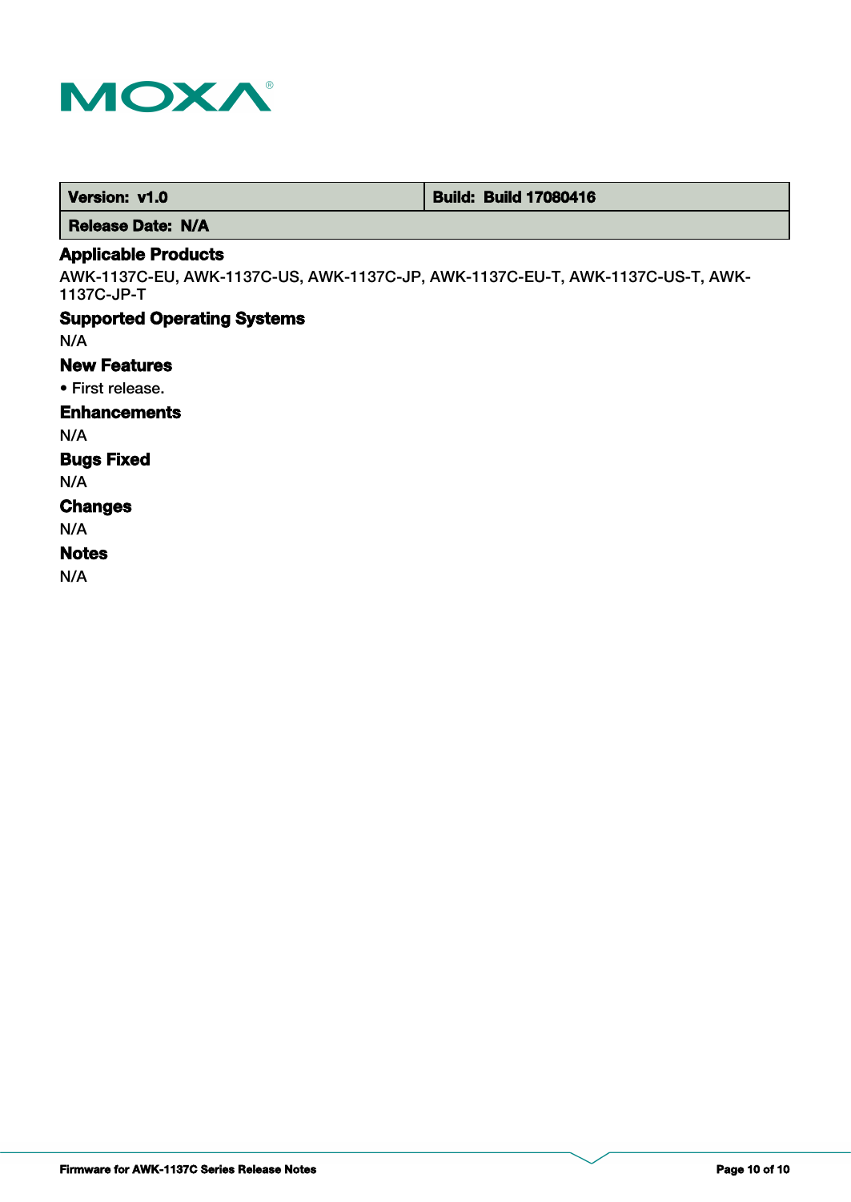| Version: v1.0 | Build: Build 17080416 |
| --- | --- |
| Release Date: N/A | |

### Applicable Products

AWK-1137C-EU, AWK-1137C-US, AWK-1137C-JP, AWK-1137C-EU-T, AWK-1137C-US-T, AWK-1137C-JP-T

### Supported Operating Systems

N/A

### New Features

- First release.

### Enhancements

N/A

### Bugs Fixed

N/A

### Changes

N/A

### Notes

N/A